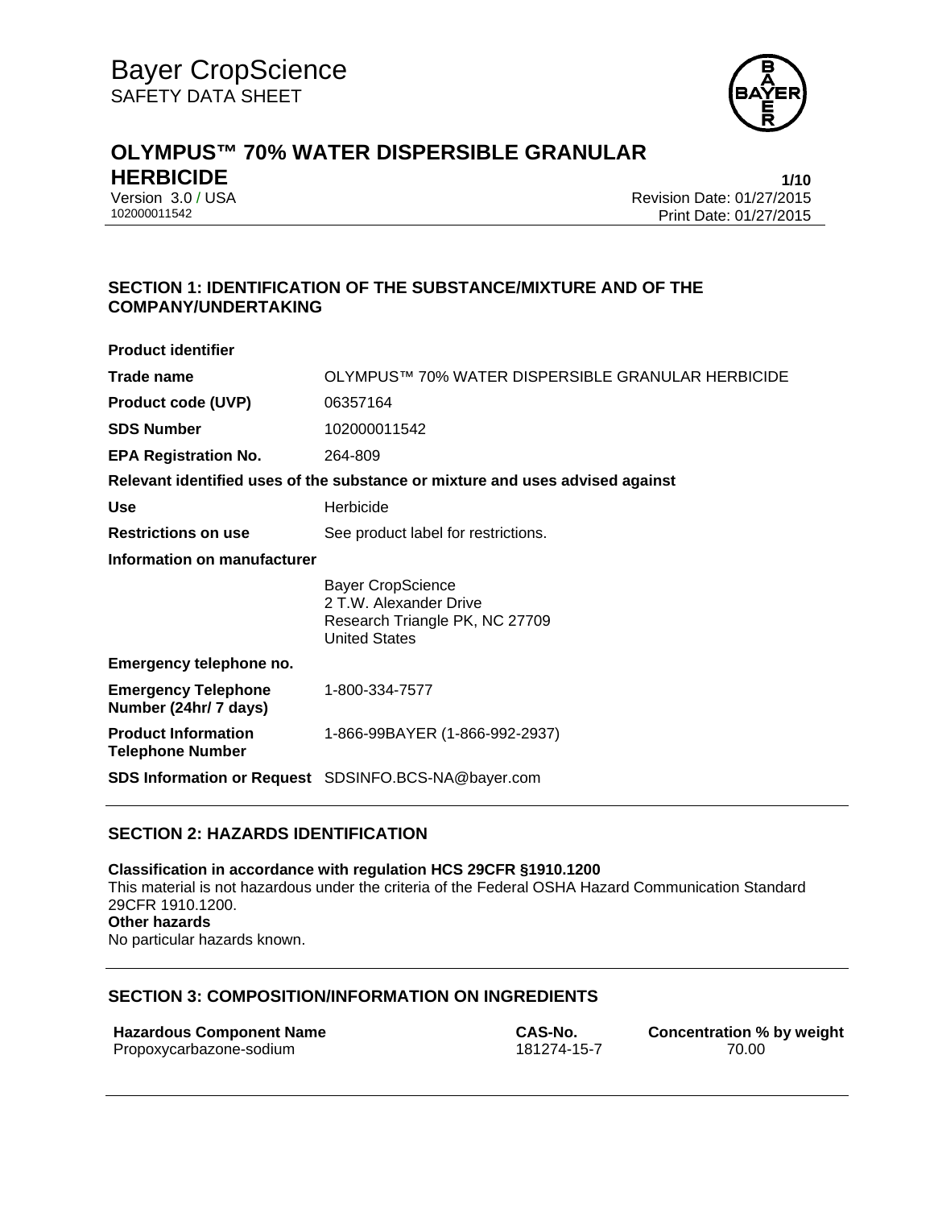# Bayer CropScience
SAFETY DATA SHEET

## OLYMPUS™ 70% WATER DISPERSIBLE GRANULAR HERBICIDE

Version 3.0 / USA
102000011542

Revision Date: 01/27/2015
Print Date: 01/27/2015

## SECTION 1: IDENTIFICATION OF THE SUBSTANCE/MIXTURE AND OF THE COMPANY/UNDERTAKING

**Product identifier**

| | |
|---|---|
| **Trade name** | OLYMPUS™ 70% WATER DISPERSIBLE GRANULAR HERBICIDE |
| **Product code (UVP)** | 06357164 |
| **SDS Number** | 102000011542 |
| **EPA Registration No.** | 264-809 |

**Relevant identified uses of the substance or mixture and uses advised against**

| | |
|---|---|
| **Use** | Herbicide |
| **Restrictions on use** | See product label for restrictions. |

**Information on manufacturer**

Bayer CropScience
2 T.W. Alexander Drive
Research Triangle PK, NC 27709
United States

**Emergency telephone no.**

| | |
|---|---|
| **Emergency Telephone Number (24hr/ 7 days)** | 1-800-334-7577 |
| **Product Information Telephone Number** | 1-866-99BAYER (1-866-992-2937) |
| **SDS Information or Request** | SDSINFO.BCS-NA@bayer.com |

## SECTION 2: HAZARDS IDENTIFICATION

**Classification in accordance with regulation HCS 29CFR §1910.1200**
This material is not hazardous under the criteria of the Federal OSHA Hazard Communication Standard 29CFR 1910.1200.
**Other hazards**
No particular hazards known.

## SECTION 3: COMPOSITION/INFORMATION ON INGREDIENTS

| Hazardous Component Name | CAS-No. | Concentration % by weight |
|---|---|---|
| Propoxycarbazone-sodium | 181274-15-7 | 70.00 |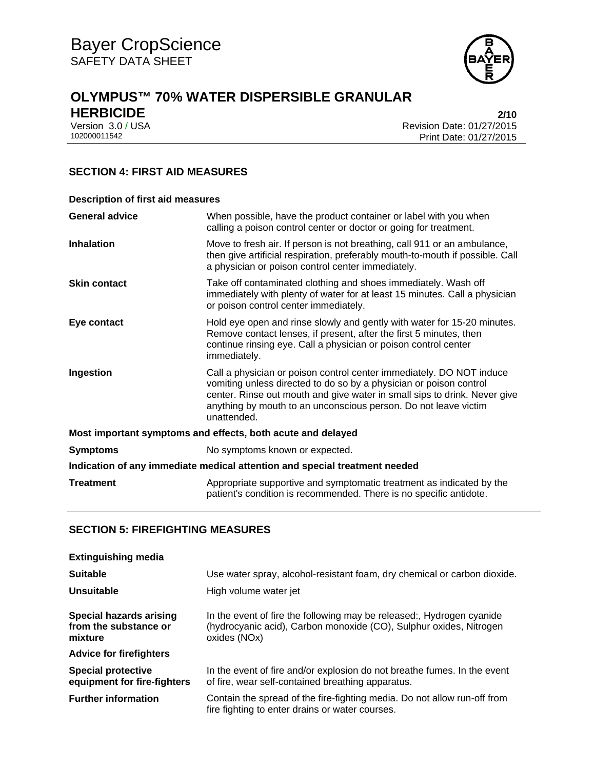## SECTION 4: FIRST AID MEASURES

### Description of first aid measures

| | |
|---|---|
| **General advice** | When possible, have the product container or label with you when calling a poison control center or doctor or going for treatment. |
| **Inhalation** | Move to fresh air. If person is not breathing, call 911 or an ambulance, then give artificial respiration, preferably mouth-to-mouth if possible. Call a physician or poison control center immediately. |
| **Skin contact** | Take off contaminated clothing and shoes immediately. Wash off immediately with plenty of water for at least 15 minutes. Call a physician or poison control center immediately. |
| **Eye contact** | Hold eye open and rinse slowly and gently with water for 15-20 minutes. Remove contact lenses, if present, after the first 5 minutes, then continue rinsing eye. Call a physician or poison control center immediately. |
| **Ingestion** | Call a physician or poison control center immediately. DO NOT induce vomiting unless directed to do so by a physician or poison control center. Rinse out mouth and give water in small sips to drink. Never give anything by mouth to an unconscious person. Do not leave victim unattended. |

### Most important symptoms and effects, both acute and delayed

| | |
|---|---|
| **Symptoms** | No symptoms known or expected. |

### Indication of any immediate medical attention and special treatment needed

| | |
|---|---|
| **Treatment** | Appropriate supportive and symptomatic treatment as indicated by the patient's condition is recommended. There is no specific antidote. |

## SECTION 5: FIREFIGHTING MEASURES

### Extinguishing media

| | |
|---|---|
| **Suitable** | Use water spray, alcohol-resistant foam, dry chemical or carbon dioxide. |
| **Unsuitable** | High volume water jet |
| **Special hazards arising from the substance or mixture** | In the event of fire the following may be released:, Hydrogen cyanide (hydrocyanic acid), Carbon monoxide (CO), Sulphur oxides, Nitrogen oxides (NOx) |

### Advice for firefighters

| | |
|---|---|
| **Special protective equipment for fire-fighters** | In the event of fire and/or explosion do not breathe fumes. In the event of fire, wear self-contained breathing apparatus. |
| **Further information** | Contain the spread of the fire-fighting media. Do not allow run-off from fire fighting to enter drains or water courses. |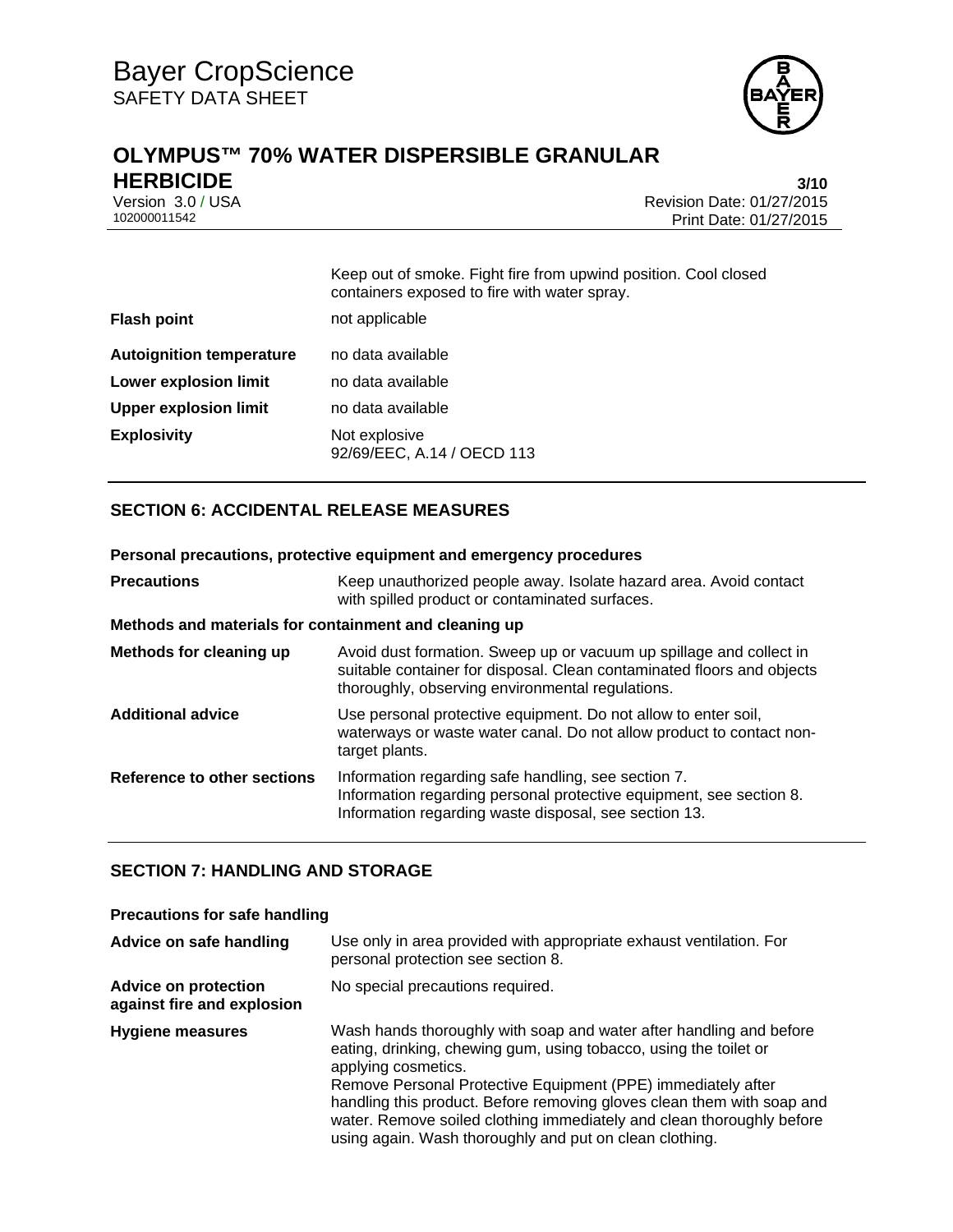| | |
|---|---|
| | Keep out of smoke. Fight fire from upwind position. Cool closed containers exposed to fire with water spray. |
| **Flash point** | not applicable |
| **Autoignition temperature** | no data available |
| **Lower explosion limit** | no data available |
| **Upper explosion limit** | no data available |
| **Explosivity** | Not explosive<br>92/69/EEC, A.14 / OECD 113 |

## SECTION 6: ACCIDENTAL RELEASE MEASURES

**Personal precautions, protective equipment and emergency procedures**

| | |
|---|---|
| **Precautions** | Keep unauthorized people away. Isolate hazard area. Avoid contact with spilled product or contaminated surfaces. |

**Methods and materials for containment and cleaning up**

| | |
|---|---|
| **Methods for cleaning up** | Avoid dust formation. Sweep up or vacuum up spillage and collect in suitable container for disposal. Clean contaminated floors and objects thoroughly, observing environmental regulations. |
| **Additional advice** | Use personal protective equipment. Do not allow to enter soil, waterways or waste water canal. Do not allow product to contact non-target plants. |
| **Reference to other sections** | Information regarding safe handling, see section 7.<br>Information regarding personal protective equipment, see section 8.<br>Information regarding waste disposal, see section 13. |

## SECTION 7: HANDLING AND STORAGE

**Precautions for safe handling**

| | |
|---|---|
| **Advice on safe handling** | Use only in area provided with appropriate exhaust ventilation. For personal protection see section 8. |
| **Advice on protection against fire and explosion** | No special precautions required. |
| **Hygiene measures** | Wash hands thoroughly with soap and water after handling and before eating, drinking, chewing gum, using tobacco, using the toilet or applying cosmetics.<br>Remove Personal Protective Equipment (PPE) immediately after handling this product. Before removing gloves clean them with soap and water. Remove soiled clothing immediately and clean thoroughly before using again. Wash thoroughly and put on clean clothing. |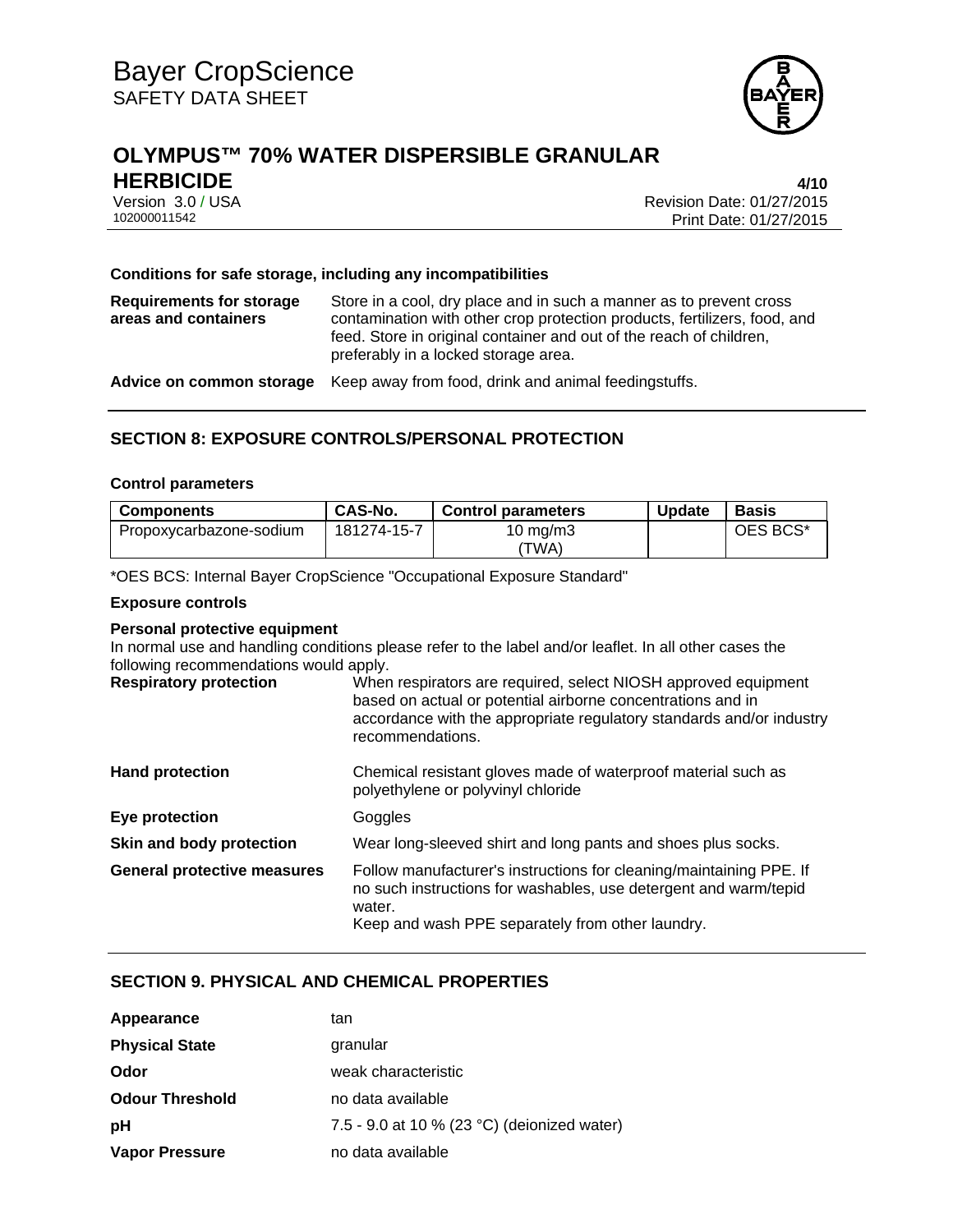**Conditions for safe storage, including any incompatibilities**

| | |
|---|---|
| **Requirements for storage areas and containers** | Store in a cool, dry place and in such a manner as to prevent cross contamination with other crop protection products, fertilizers, food, and feed. Store in original container and out of the reach of children, preferably in a locked storage area. |
| **Advice on common storage** | Keep away from food, drink and animal feedingstuffs. |

## SECTION 8: EXPOSURE CONTROLS/PERSONAL PROTECTION

**Control parameters**

| Components | CAS-No. | Control parameters | Update | Basis |
|---|---|---|---|---|
| Propoxycarbazone-sodium | 181274-15-7 | 10 mg/m3 (TWA) | | OES BCS* |

*OES BCS: Internal Bayer CropScience "Occupational Exposure Standard"

**Exposure controls**

**Personal protective equipment**

In normal use and handling conditions please refer to the label and/or leaflet. In all other cases the following recommendations would apply.

| | |
|---|---|
| **Respiratory protection** | When respirators are required, select NIOSH approved equipment based on actual or potential airborne concentrations and in accordance with the appropriate regulatory standards and/or industry recommendations. |
| **Hand protection** | Chemical resistant gloves made of waterproof material such as polyethylene or polyvinyl chloride |
| **Eye protection** | Goggles |
| **Skin and body protection** | Wear long-sleeved shirt and long pants and shoes plus socks. |
| **General protective measures** | Follow manufacturer's instructions for cleaning/maintaining PPE. If no such instructions for washables, use detergent and warm/tepid water. Keep and wash PPE separately from other laundry. |

## SECTION 9. PHYSICAL AND CHEMICAL PROPERTIES

| | |
|---|---|
| **Appearance** | tan |
| **Physical State** | granular |
| **Odor** | weak characteristic |
| **Odour Threshold** | no data available |
| **pH** | 7.5 - 9.0 at 10 % (23 °C) (deionized water) |
| **Vapor Pressure** | no data available |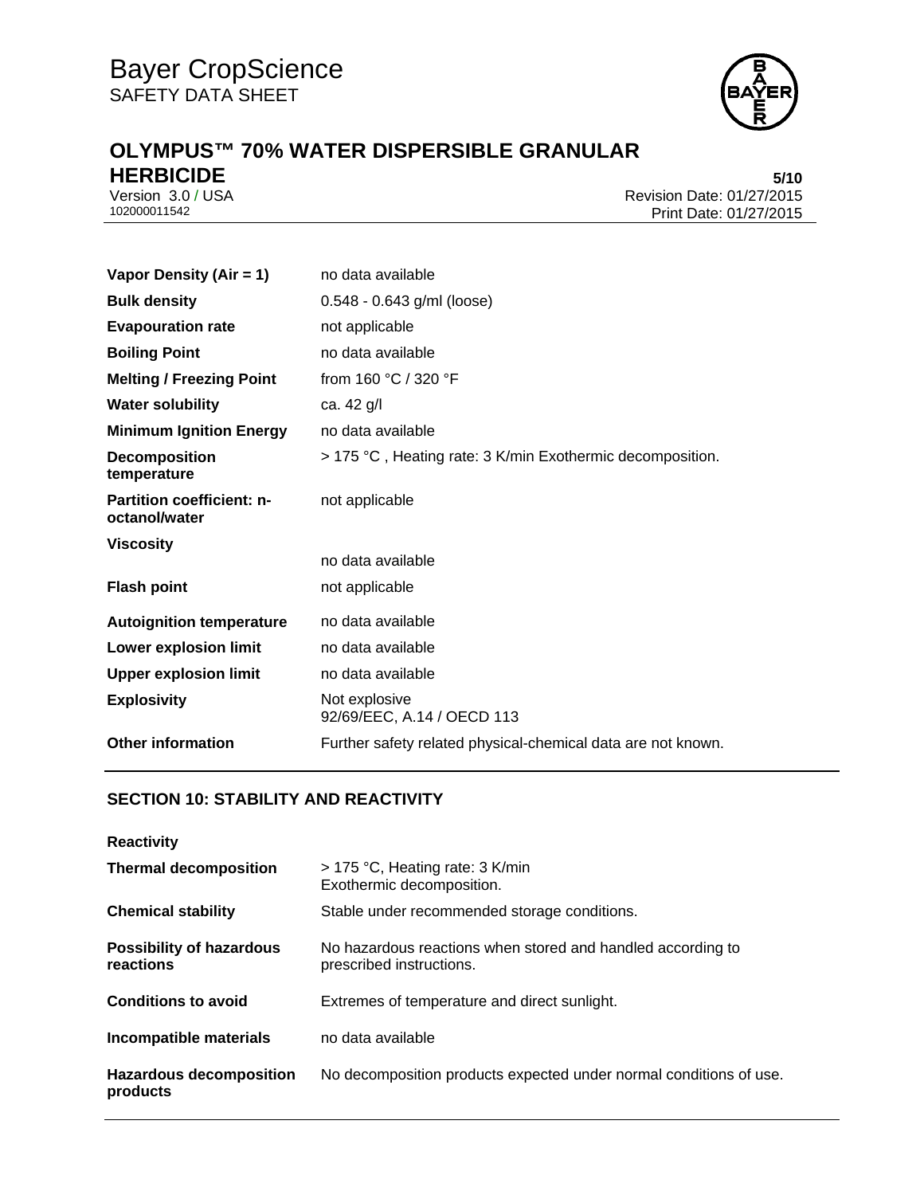| | |
|---|---|
| **Vapor Density (Air = 1)** | no data available |
| **Bulk density** | 0.548 - 0.643 g/ml (loose) |
| **Evapouration rate** | not applicable |
| **Boiling Point** | no data available |
| **Melting / Freezing Point** | from 160 °C / 320 °F |
| **Water solubility** | ca. 42 g/l |
| **Minimum Ignition Energy** | no data available |
| **Decomposition temperature** | > 175 °C , Heating rate: 3 K/min Exothermic decomposition. |
| **Partition coefficient: n-octanol/water** | not applicable |
| **Viscosity** | no data available |
| **Flash point** | not applicable |
| **Autoignition temperature** | no data available |
| **Lower explosion limit** | no data available |
| **Upper explosion limit** | no data available |
| **Explosivity** | Not explosive 92/69/EEC, A.14 / OECD 113 |
| **Other information** | Further safety related physical-chemical data are not known. |

## SECTION 10: STABILITY AND REACTIVITY

**Reactivity**

| | |
|---|---|
| **Thermal decomposition** | > 175 °C, Heating rate: 3 K/min Exothermic decomposition. |
| **Chemical stability** | Stable under recommended storage conditions. |
| **Possibility of hazardous reactions** | No hazardous reactions when stored and handled according to prescribed instructions. |
| **Conditions to avoid** | Extremes of temperature and direct sunlight. |
| **Incompatible materials** | no data available |
| **Hazardous decomposition products** | No decomposition products expected under normal conditions of use. |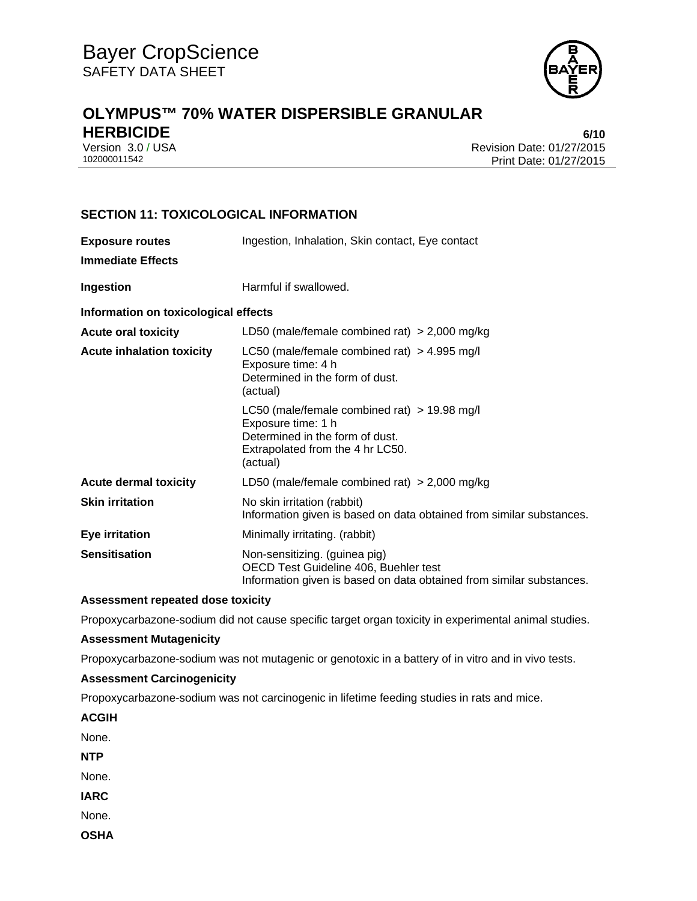## SECTION 11: TOXICOLOGICAL INFORMATION

| | |
|---|---|
| **Exposure routes** | Ingestion, Inhalation, Skin contact, Eye contact |
| **Immediate Effects** | |
| **Ingestion** | Harmful if swallowed. |

**Information on toxicological effects**

| | |
|---|---|
| **Acute oral toxicity** | LD50 (male/female combined rat) > 2,000 mg/kg |
| **Acute inhalation toxicity** | LC50 (male/female combined rat) > 4.995 mg/l<br>Exposure time: 4 h<br>Determined in the form of dust.<br>(actual) |
| | LC50 (male/female combined rat) > 19.98 mg/l<br>Exposure time: 1 h<br>Determined in the form of dust.<br>Extrapolated from the 4 hr LC50.<br>(actual) |
| **Acute dermal toxicity** | LD50 (male/female combined rat) > 2,000 mg/kg |
| **Skin irritation** | No skin irritation (rabbit)<br>Information given is based on data obtained from similar substances. |
| **Eye irritation** | Minimally irritating. (rabbit) |
| **Sensitisation** | Non-sensitizing. (guinea pig)<br>OECD Test Guideline 406, Buehler test<br>Information given is based on data obtained from similar substances. |

**Assessment repeated dose toxicity**

Propoxycarbazone-sodium did not cause specific target organ toxicity in experimental animal studies.

**Assessment Mutagenicity**

Propoxycarbazone-sodium was not mutagenic or genotoxic in a battery of in vitro and in vivo tests.

**Assessment Carcinogenicity**

Propoxycarbazone-sodium was not carcinogenic in lifetime feeding studies in rats and mice.

**ACGIH**

None.

**NTP**

None.

**IARC**

None.

**OSHA**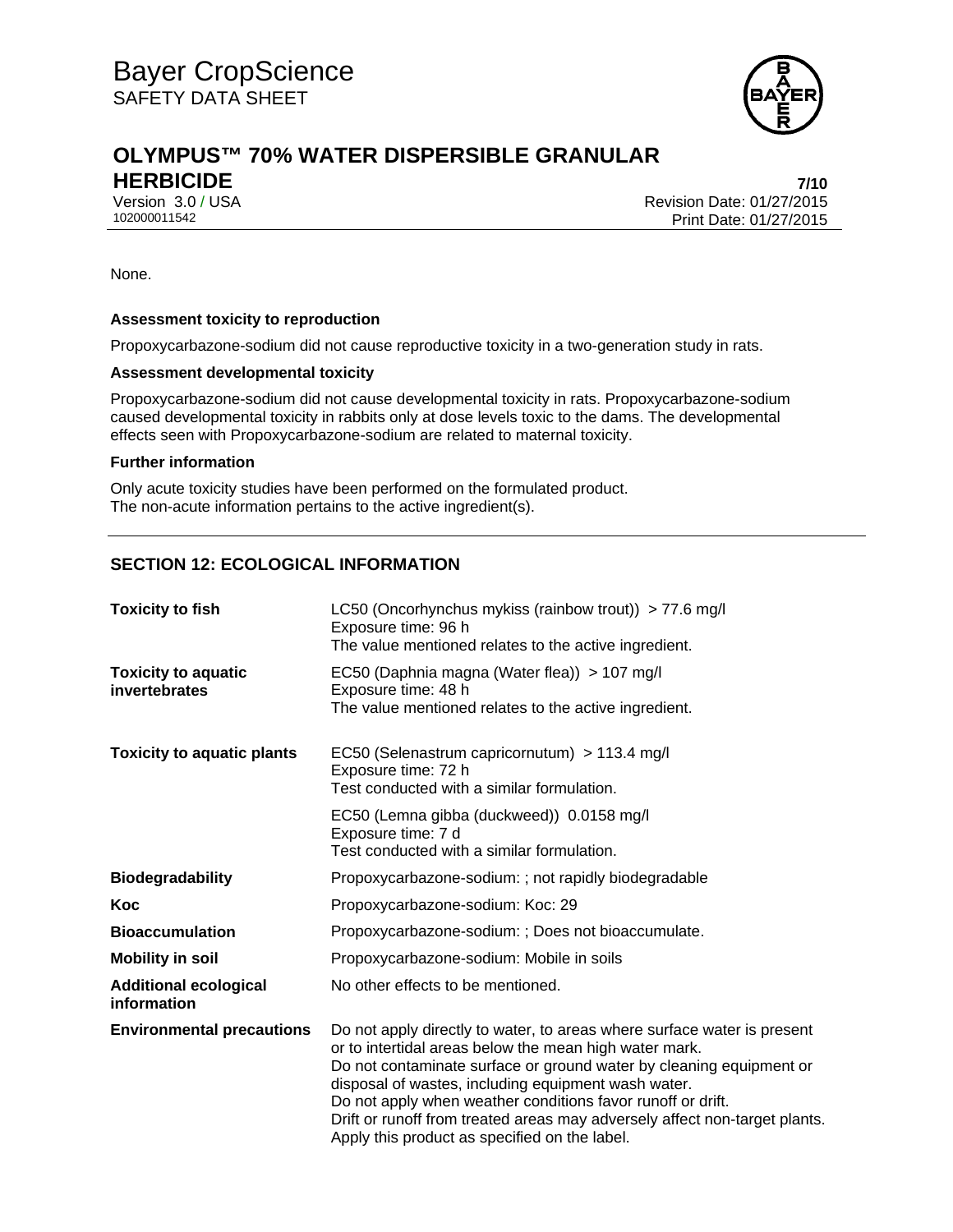None.

**Assessment toxicity to reproduction**

Propoxycarbazone-sodium did not cause reproductive toxicity in a two-generation study in rats.

**Assessment developmental toxicity**

Propoxycarbazone-sodium did not cause developmental toxicity in rats. Propoxycarbazone-sodium caused developmental toxicity in rabbits only at dose levels toxic to the dams. The developmental effects seen with Propoxycarbazone-sodium are related to maternal toxicity.

**Further information**

Only acute toxicity studies have been performed on the formulated product.
The non-acute information pertains to the active ingredient(s).

## SECTION 12: ECOLOGICAL INFORMATION

| | |
|---|---|
| **Toxicity to fish** | LC50 (Oncorhynchus mykiss (rainbow trout)) > 77.6 mg/l<br>Exposure time: 96 h<br>The value mentioned relates to the active ingredient. |
| **Toxicity to aquatic invertebrates** | EC50 (Daphnia magna (Water flea)) > 107 mg/l<br>Exposure time: 48 h<br>The value mentioned relates to the active ingredient. |
| **Toxicity to aquatic plants** | EC50 (Selenastrum capricornutum) > 113.4 mg/l<br>Exposure time: 72 h<br>Test conducted with a similar formulation. |
| | EC50 (Lemna gibba (duckweed)) 0.0158 mg/l<br>Exposure time: 7 d<br>Test conducted with a similar formulation. |
| **Biodegradability** | Propoxycarbazone-sodium: ; not rapidly biodegradable |
| **Koc** | Propoxycarbazone-sodium: Koc: 29 |
| **Bioaccumulation** | Propoxycarbazone-sodium: ; Does not bioaccumulate. |
| **Mobility in soil** | Propoxycarbazone-sodium: Mobile in soils |
| **Additional ecological information** | No other effects to be mentioned. |
| **Environmental precautions** | Do not apply directly to water, to areas where surface water is present or to intertidal areas below the mean high water mark.<br>Do not contaminate surface or ground water by cleaning equipment or disposal of wastes, including equipment wash water.<br>Do not apply when weather conditions favor runoff or drift.<br>Drift or runoff from treated areas may adversely affect non-target plants.<br>Apply this product as specified on the label. |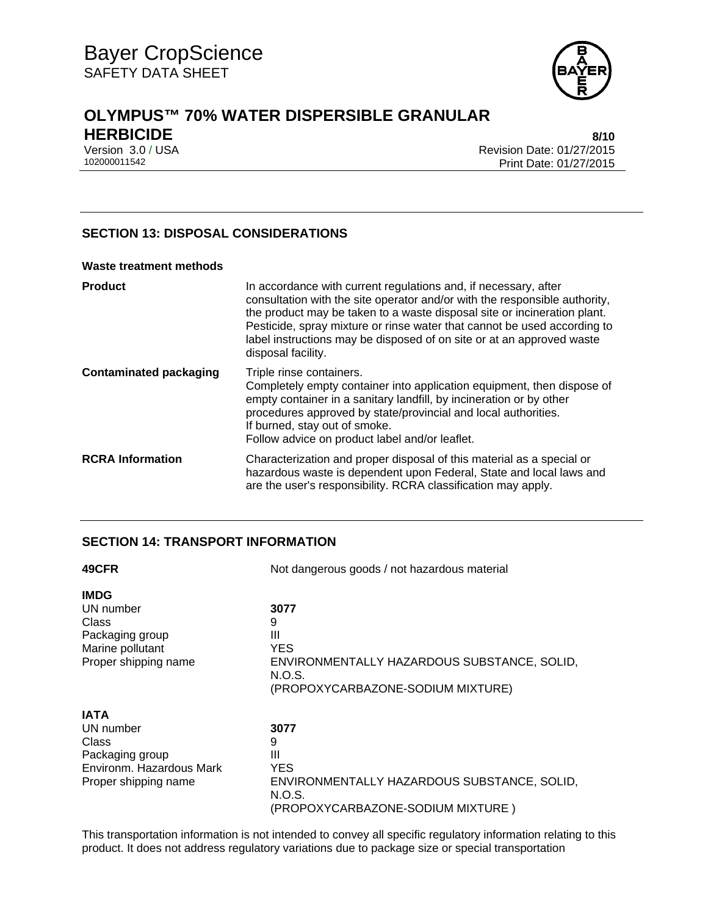## SECTION 13: DISPOSAL CONSIDERATIONS

**Waste treatment methods**

| | |
|---|---|
| **Product** | In accordance with current regulations and, if necessary, after consultation with the site operator and/or with the responsible authority, the product may be taken to a waste disposal site or incineration plant. Pesticide, spray mixture or rinse water that cannot be used according to label instructions may be disposed of on site or at an approved waste disposal facility. |
| **Contaminated packaging** | Triple rinse containers.<br>Completely empty container into application equipment, then dispose of empty container in a sanitary landfill, by incineration or by other procedures approved by state/provincial and local authorities.<br>If burned, stay out of smoke.<br>Follow advice on product label and/or leaflet. |
| **RCRA Information** | Characterization and proper disposal of this material as a special or hazardous waste is dependent upon Federal, State and local laws and are the user's responsibility. RCRA classification may apply. |

## SECTION 14: TRANSPORT INFORMATION

**49CFR** Not dangerous goods / not hazardous material

**IMDG**

| | |
|---|---|
| UN number | **3077** |
| Class | 9 |
| Packaging group | III |
| Marine pollutant | YES |
| Proper shipping name | ENVIRONMENTALLY HAZARDOUS SUBSTANCE, SOLID, N.O.S. (PROPOXYCARBAZONE-SODIUM MIXTURE) |

**IATA**

| | |
|---|---|
| UN number | **3077** |
| Class | 9 |
| Packaging group | III |
| Environm. Hazardous Mark | YES |
| Proper shipping name | ENVIRONMENTALLY HAZARDOUS SUBSTANCE, SOLID, N.O.S. (PROPOXYCARBAZONE-SODIUM MIXTURE ) |

This transportation information is not intended to convey all specific regulatory information relating to this product. It does not address regulatory variations due to package size or special transportation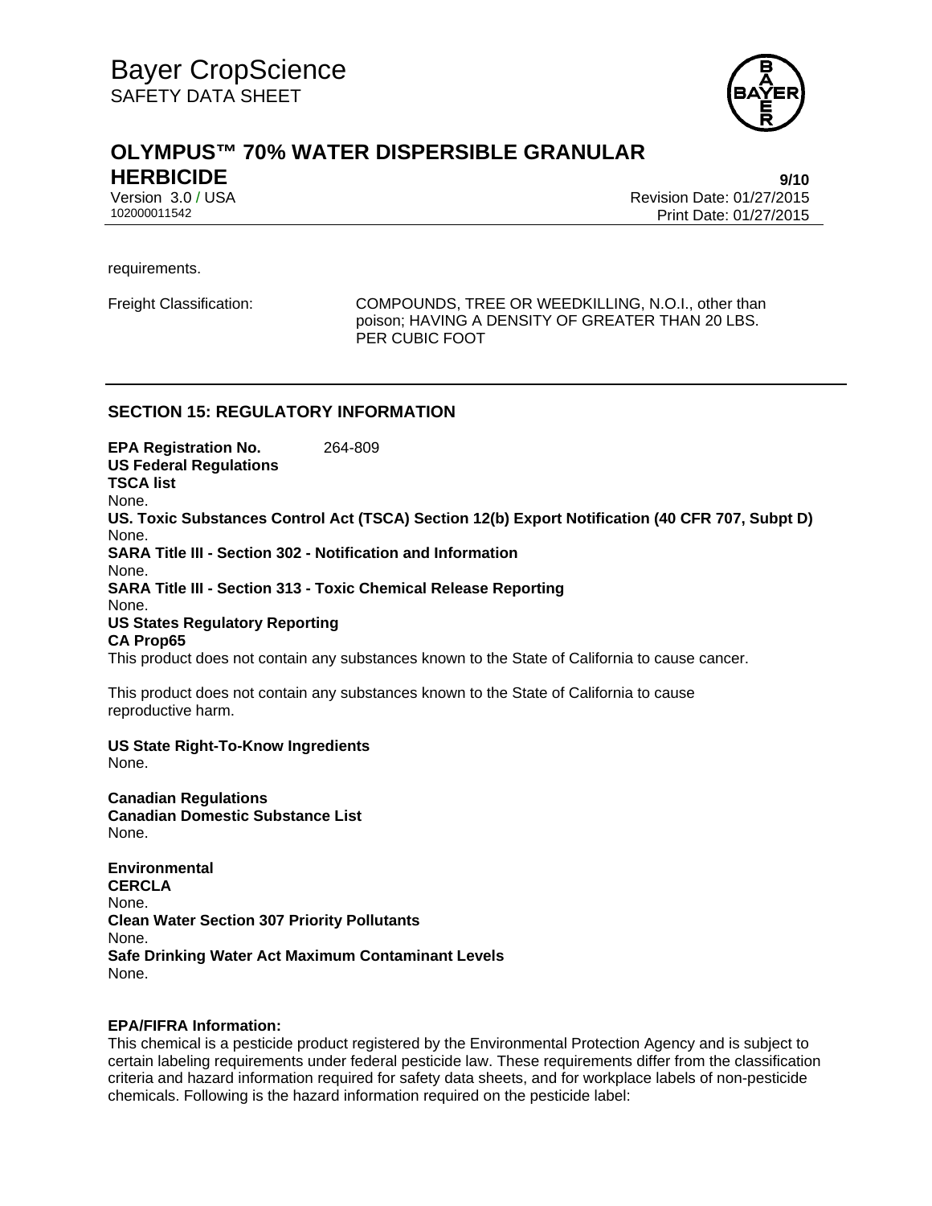requirements.

Freight Classification: COMPOUNDS, TREE OR WEEDKILLING, N.O.I., other than poison; HAVING A DENSITY OF GREATER THAN 20 LBS. PER CUBIC FOOT

## SECTION 15: REGULATORY INFORMATION

**EPA Registration No.** 264-809

**US Federal Regulations**

**TSCA list**

None.

**US. Toxic Substances Control Act (TSCA) Section 12(b) Export Notification (40 CFR 707, Subpt D)**

None.

**SARA Title III - Section 302 - Notification and Information**

None.

**SARA Title III - Section 313 - Toxic Chemical Release Reporting**

None.

**US States Regulatory Reporting**

**CA Prop65**

This product does not contain any substances known to the State of California to cause cancer.

This product does not contain any substances known to the State of California to cause reproductive harm.

**US State Right-To-Know Ingredients**

None.

**Canadian Regulations**

**Canadian Domestic Substance List**

None.

**Environmental**

**CERCLA**

None.

**Clean Water Section 307 Priority Pollutants**

None.

**Safe Drinking Water Act Maximum Contaminant Levels**

None.

**EPA/FIFRA Information:**

This chemical is a pesticide product registered by the Environmental Protection Agency and is subject to certain labeling requirements under federal pesticide law. These requirements differ from the classification criteria and hazard information required for safety data sheets, and for workplace labels of non-pesticide chemicals. Following is the hazard information required on the pesticide label: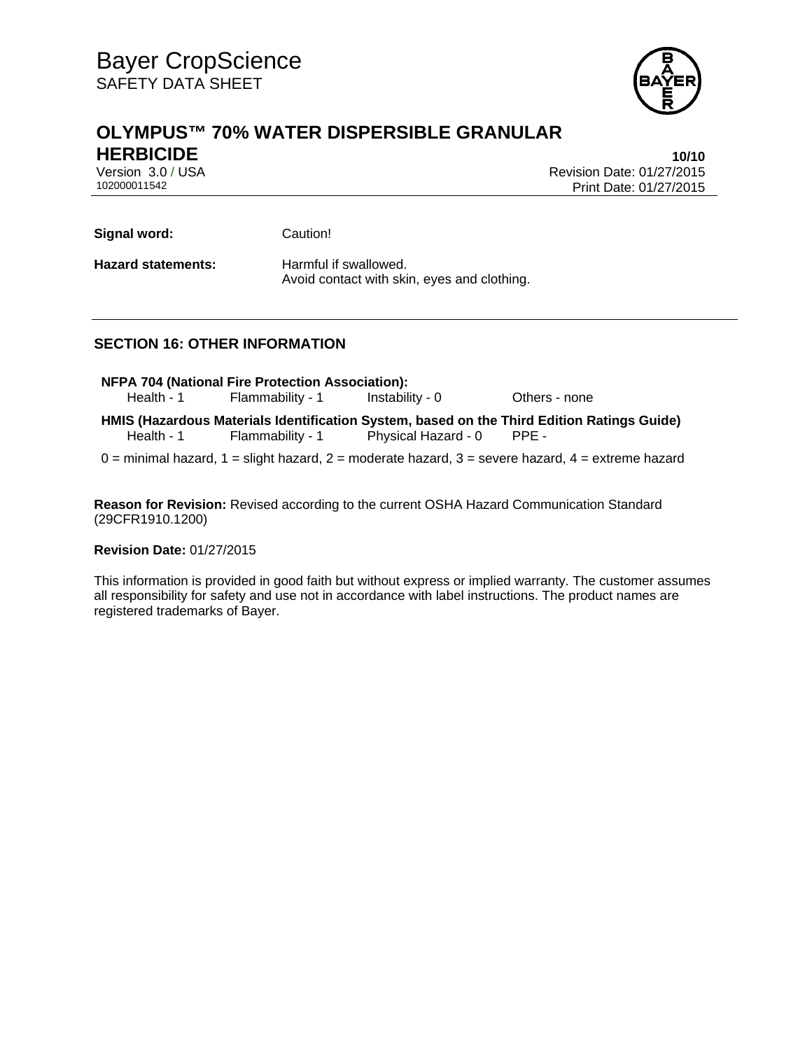**Signal word:** Caution!

**Hazard statements:** Harmful if swallowed.
Avoid contact with skin, eyes and clothing.

## SECTION 16: OTHER INFORMATION

**NFPA 704 (National Fire Protection Association):**

| | | | |
|---|---|---|---|
| Health - 1 | Flammability - 1 | Instability - 0 | Others - none |

**HMIS (Hazardous Materials Identification System, based on the Third Edition Ratings Guide)**

| | | | |
|---|---|---|---|
| Health - 1 | Flammability - 1 | Physical Hazard - 0 | PPE - |

0 = minimal hazard, 1 = slight hazard, 2 = moderate hazard, 3 = severe hazard, 4 = extreme hazard

**Reason for Revision:** Revised according to the current OSHA Hazard Communication Standard (29CFR1910.1200)

**Revision Date:** 01/27/2015

This information is provided in good faith but without express or implied warranty. The customer assumes all responsibility for safety and use not in accordance with label instructions. The product names are registered trademarks of Bayer.